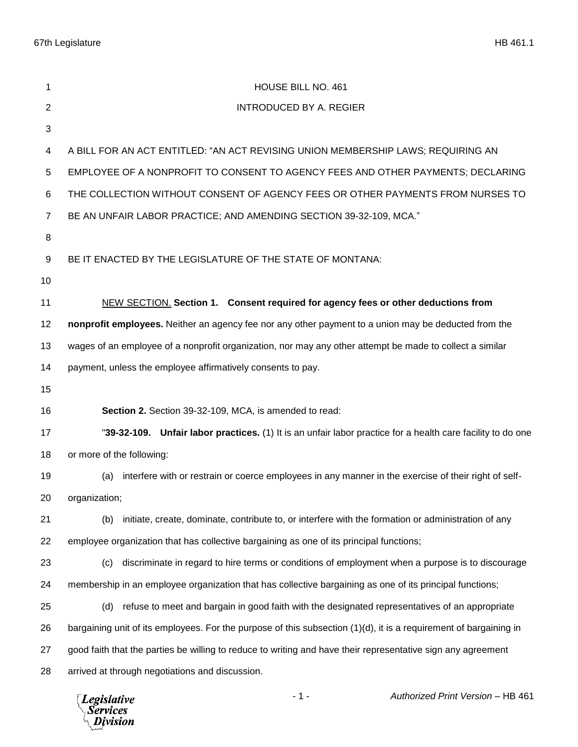HOUSE BILL NO. 461

INTRODUCED BY A. REGIER

A BILL FOR AN ACT ENTITLED: "AN ACT REVISING UNION MEMBERSHIP LAWS; REQUIRING AN EMPLOYEE OF A NONPROFIT TO CONSENT TO AGENCY FEES AND OTHER PAYMENTS; DECLARING THE COLLECTION WITHOUT CONSENT OF AGENCY FEES OR OTHER PAYMENTS FROM NURSES TO BE AN UNFAIR LABOR PRACTICE; AND AMENDING SECTION 39-32-109, MCA."

BE IT ENACTED BY THE LEGISLATURE OF THE STATE OF MONTANA:

NEW SECTION. **Section 1. Consent required for agency fees or other deductions from nonprofit employees.** Neither an agency fee nor any other payment to a union may be deducted from the wages of an employee of a nonprofit organization, nor may any other attempt be made to collect a similar payment, unless the employee affirmatively consents to pay.

**Section 2.** Section 39-32-109, MCA, is amended to read:

"**39-32-109. Unfair labor practices.** (1) It is an unfair labor practice for a health care facility to do one or more of the following:

(a) interfere with or restrain or coerce employees in any manner in the exercise of their right of self-organization;

(b) initiate, create, dominate, contribute to, or interfere with the formation or administration of any employee organization that has collective bargaining as one of its principal functions;

(c) discriminate in regard to hire terms or conditions of employment when a purpose is to discourage membership in an employee organization that has collective bargaining as one of its principal functions;

(d) refuse to meet and bargain in good faith with the designated representatives of an appropriate bargaining unit of its employees. For the purpose of this subsection (1)(d), it is a requirement of bargaining in good faith that the parties be willing to reduce to writing and have their representative sign any agreement arrived at through negotiations and discussion.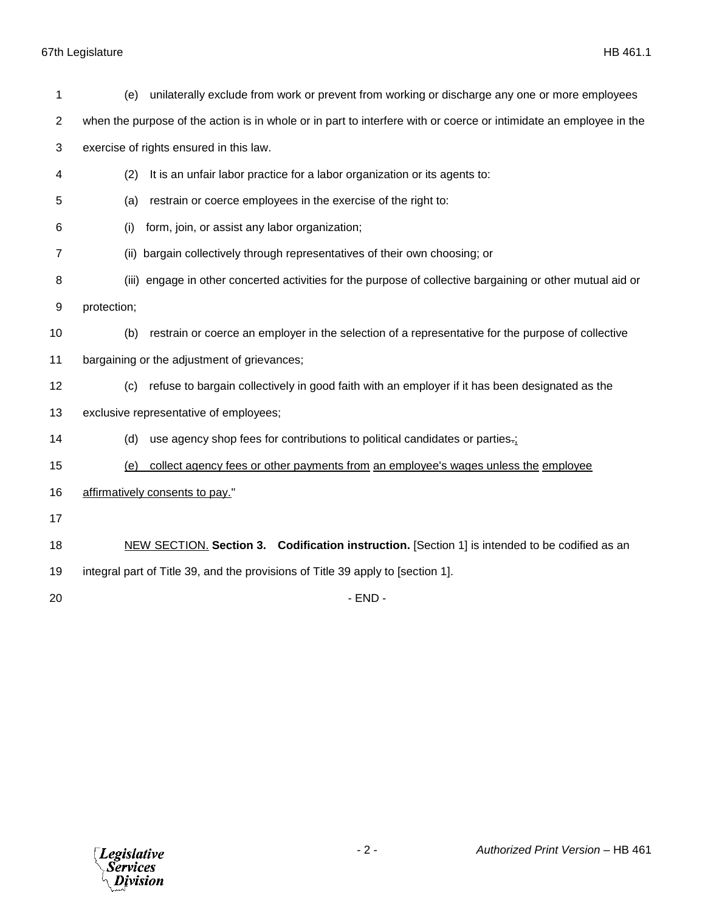(e) unilaterally exclude from work or prevent from working or discharge any one or more employees when the purpose of the action is in whole or in part to interfere with or coerce or intimidate an employee in the exercise of rights ensured in this law.

(2) It is an unfair labor practice for a labor organization or its agents to:

(a) restrain or coerce employees in the exercise of the right to:

(i) form, join, or assist any labor organization;

(ii) bargain collectively through representatives of their own choosing; or

(iii) engage in other concerted activities for the purpose of collective bargaining or other mutual aid or protection;

(b) restrain or coerce an employer in the selection of a representative for the purpose of collective bargaining or the adjustment of grievances;

(c) refuse to bargain collectively in good faith with an employer if it has been designated as the exclusive representative of employees;

(d) use agency shop fees for contributions to political candidates or parties~~.~~;

(e) collect agency fees or other payments from an employee's wages unless the employee affirmatively consents to pay."

NEW SECTION. **Section 3. Codification instruction.** [Section 1] is intended to be codified as an integral part of Title 39, and the provisions of Title 39 apply to [section 1].

\- END -